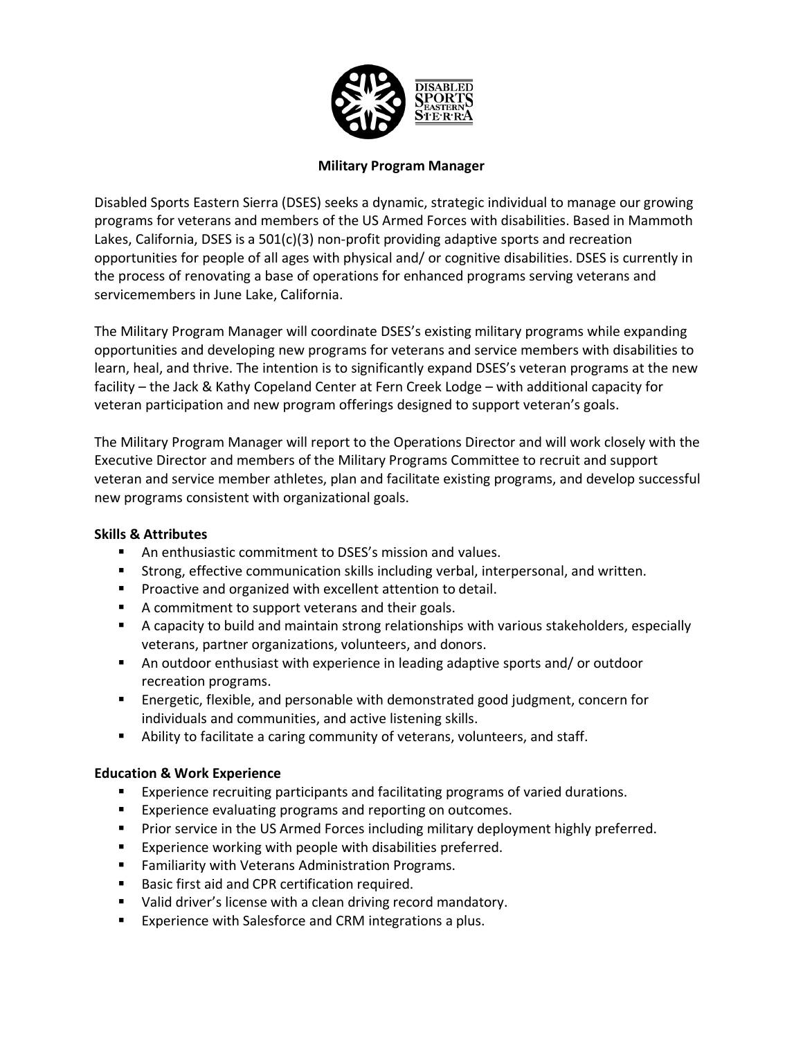# Military Program Manager

Disabled Sports Eastern Sierra (DSES) seeks a dynamic, strategic individual to manage our growing programs for veterans and members of the US Armed Forces with disabilities. Based in Mammoth Lakes, California, DSES is a 501(c)(3) non-profit providing adaptive sports and recreation opportunities for people of all ages with physical and/ or cognitive disabilities. DSES is currently in the process of renovating a base of operations for enhanced programs serving veterans and servicemembers in June Lake, California.

The Military Program Manager will coordinate DSES's existing military programs while expanding opportunities and developing new programs for veterans and service members with disabilities to learn, heal, and thrive. The intention is to significantly expand DSES's veteran programs at the new facility – the Jack & Kathy Copeland Center at Fern Creek Lodge – with additional capacity for veteran participation and new program offerings designed to support veteran's goals.

The Military Program Manager will report to the Operations Director and will work closely with the Executive Director and members of the Military Programs Committee to recruit and support veteran and service member athletes, plan and facilitate existing programs, and develop successful new programs consistent with organizational goals.

## Skills & Attributes

- An enthusiastic commitment to DSES's mission and values.
- Strong, effective communication skills including verbal, interpersonal, and written.
- Proactive and organized with excellent attention to detail.
- A commitment to support veterans and their goals.
- A capacity to build and maintain strong relationships with various stakeholders, especially veterans, partner organizations, volunteers, and donors.
- An outdoor enthusiast with experience in leading adaptive sports and/ or outdoor recreation programs.
- Energetic, flexible, and personable with demonstrated good judgment, concern for individuals and communities, and active listening skills.
- Ability to facilitate a caring community of veterans, volunteers, and staff.

## Education & Work Experience

- Experience recruiting participants and facilitating programs of varied durations.
- Experience evaluating programs and reporting on outcomes.
- Prior service in the US Armed Forces including military deployment highly preferred.
- Experience working with people with disabilities preferred.
- Familiarity with Veterans Administration Programs.
- Basic first aid and CPR certification required.
- Valid driver's license with a clean driving record mandatory.
- Experience with Salesforce and CRM integrations a plus.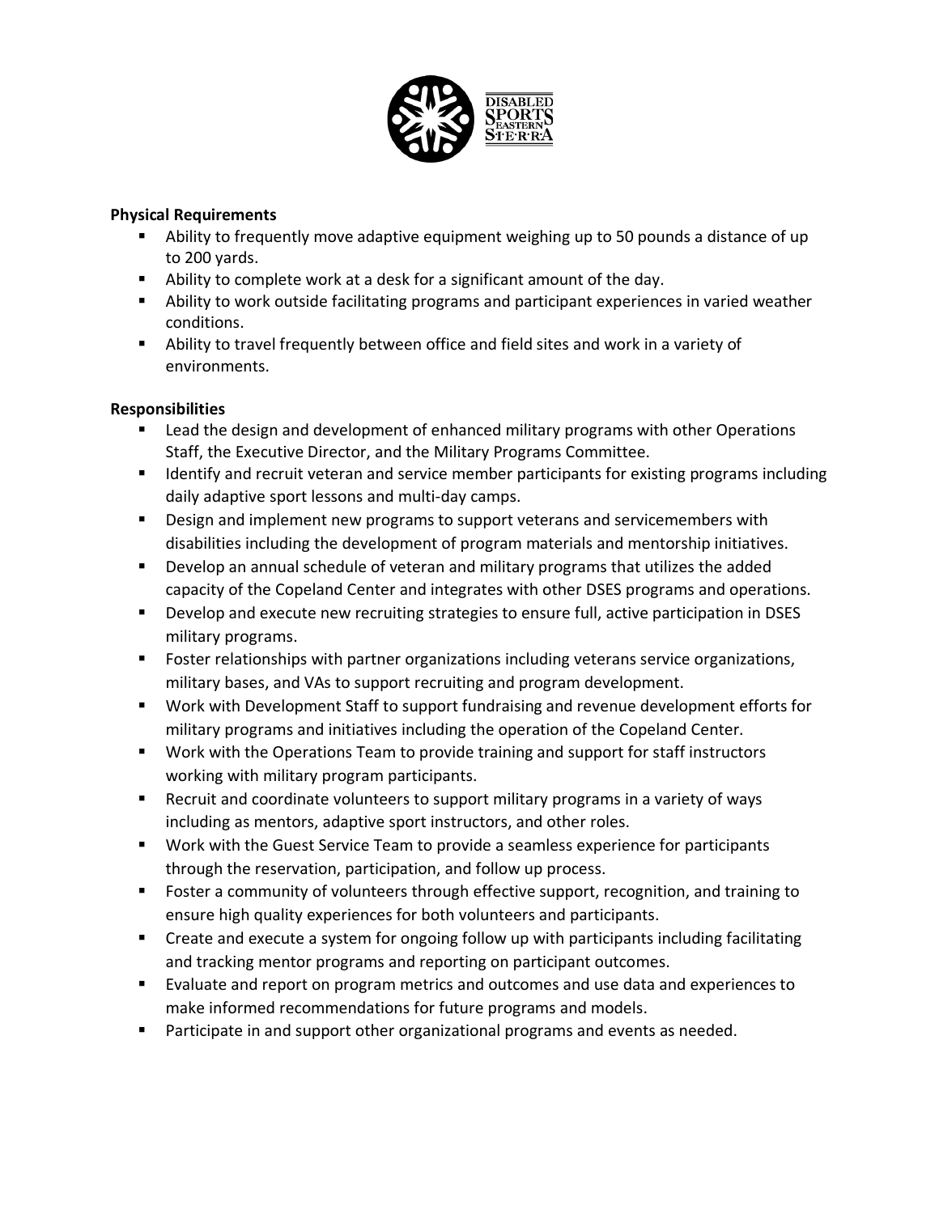**Physical Requirements**

- Ability to frequently move adaptive equipment weighing up to 50 pounds a distance of up to 200 yards.
- Ability to complete work at a desk for a significant amount of the day.
- Ability to work outside facilitating programs and participant experiences in varied weather conditions.
- Ability to travel frequently between office and field sites and work in a variety of environments.

**Responsibilities**

- Lead the design and development of enhanced military programs with other Operations Staff, the Executive Director, and the Military Programs Committee.
- Identify and recruit veteran and service member participants for existing programs including daily adaptive sport lessons and multi-day camps.
- Design and implement new programs to support veterans and servicemembers with disabilities including the development of program materials and mentorship initiatives.
- Develop an annual schedule of veteran and military programs that utilizes the added capacity of the Copeland Center and integrates with other DSES programs and operations.
- Develop and execute new recruiting strategies to ensure full, active participation in DSES military programs.
- Foster relationships with partner organizations including veterans service organizations, military bases, and VAs to support recruiting and program development.
- Work with Development Staff to support fundraising and revenue development efforts for military programs and initiatives including the operation of the Copeland Center.
- Work with the Operations Team to provide training and support for staff instructors working with military program participants.
- Recruit and coordinate volunteers to support military programs in a variety of ways including as mentors, adaptive sport instructors, and other roles.
- Work with the Guest Service Team to provide a seamless experience for participants through the reservation, participation, and follow up process.
- Foster a community of volunteers through effective support, recognition, and training to ensure high quality experiences for both volunteers and participants.
- Create and execute a system for ongoing follow up with participants including facilitating and tracking mentor programs and reporting on participant outcomes.
- Evaluate and report on program metrics and outcomes and use data and experiences to make informed recommendations for future programs and models.
- Participate in and support other organizational programs and events as needed.